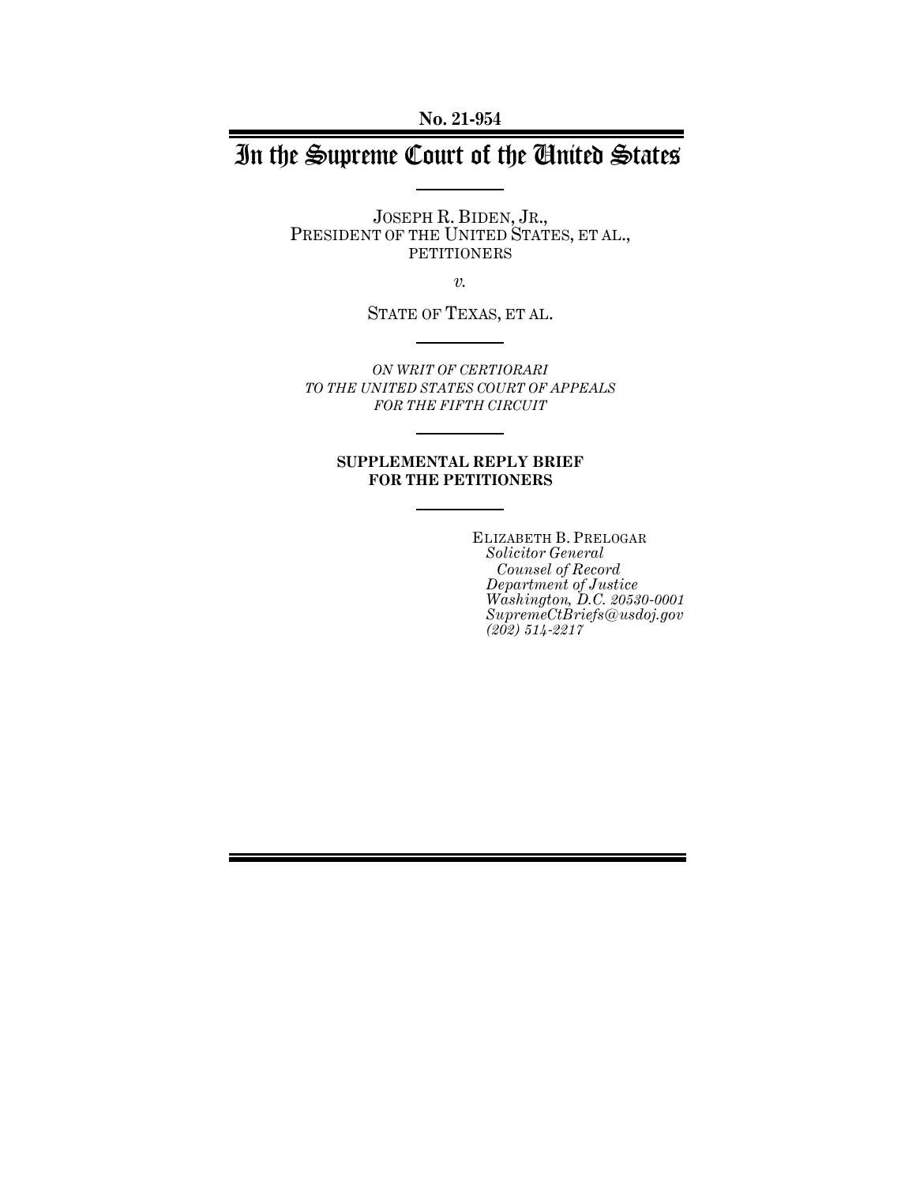**No. 21-954**

# In the Supreme Court of the United States

JOSEPH R. BIDEN, JR.,
PRESIDENT OF THE UNITED STATES, ET AL.,
PETITIONERS

*v.*

STATE OF TEXAS, ET AL.

*ON WRIT OF CERTIORARI
TO THE UNITED STATES COURT OF APPEALS
FOR THE FIFTH CIRCUIT*

**SUPPLEMENTAL REPLY BRIEF
FOR THE PETITIONERS**

ELIZABETH B. PRELOGAR
*Solicitor General
Counsel of Record
Department of Justice
Washington, D.C. 20530-0001
SupremeCtBriefs@usdoj.gov
(202) 514-2217*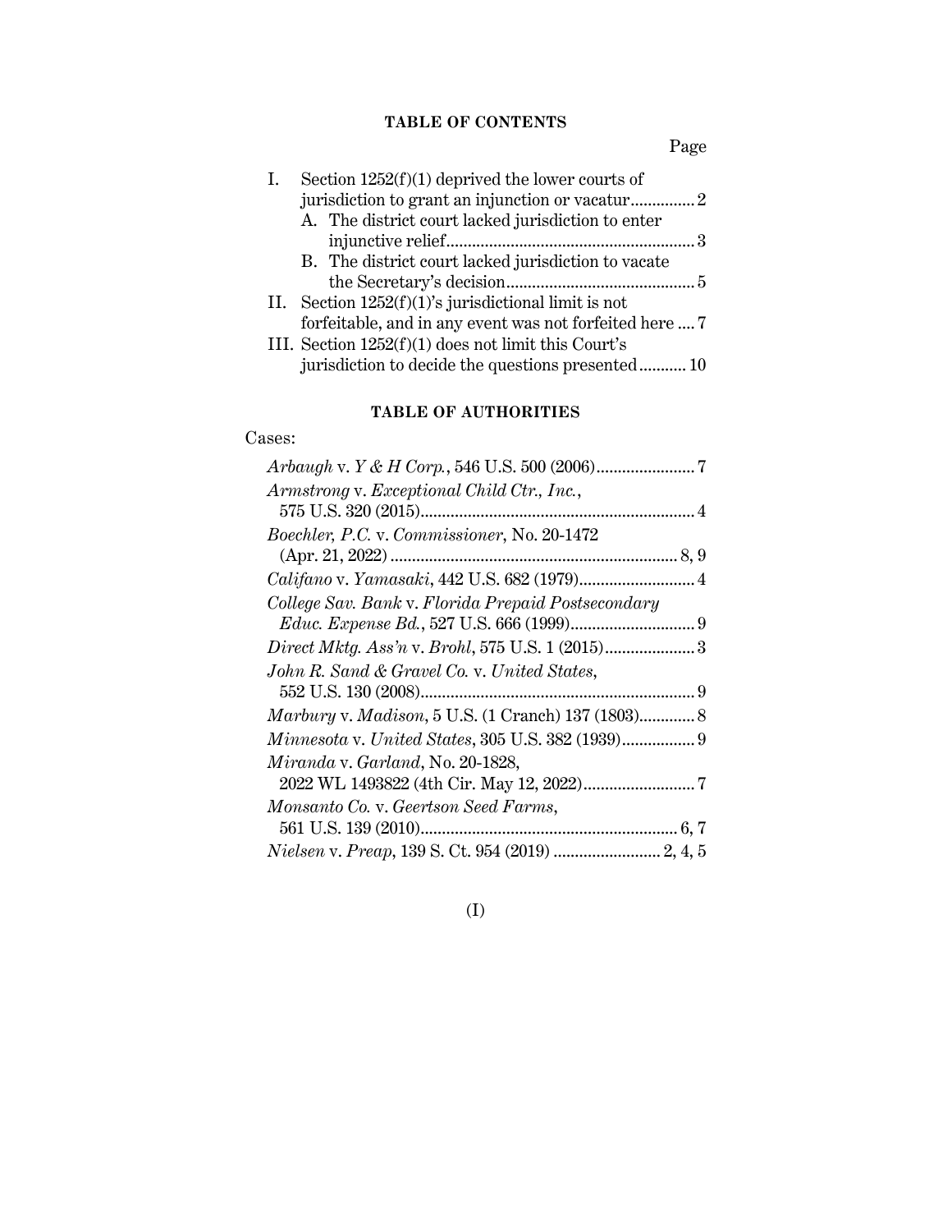## TABLE OF CONTENTS

Page

I. Section 1252(f)(1) deprived the lower courts of jurisdiction to grant an injunction or vacatur .............. 2

 A. The district court lacked jurisdiction to enter injunctive relief .......................................................... 3

 B. The district court lacked jurisdiction to vacate the Secretary's decision ............................................ 5

II. Section 1252(f)(1)'s jurisdictional limit is not forfeitable, and in any event was not forfeited here .... 7

III. Section 1252(f)(1) does not limit this Court's jurisdiction to decide the questions presented ........... 10

## TABLE OF AUTHORITIES

Cases:

*Arbaugh* v. *Y & H Corp.*, 546 U.S. 500 (2006) ....................... 7

*Armstrong* v. *Exceptional Child Ctr., Inc.*, 575 U.S. 320 (2015) ................................................................ 4

*Boechler, P.C.* v. *Commissioner*, No. 20-1472 (Apr. 21, 2022) ................................................................... 8, 9

*Califano* v. *Yamasaki*, 442 U.S. 682 (1979) ........................... 4

*College Sav. Bank* v. *Florida Prepaid Postsecondary Educ. Expense Bd.*, 527 U.S. 666 (1999) ............................ 9

*Direct Mktg. Ass'n* v. *Brohl*, 575 U.S. 1 (2015) ..................... 3

*John R. Sand & Gravel Co.* v. *United States*, 552 U.S. 130 (2008) ................................................................ 9

*Marbury* v. *Madison*, 5 U.S. (1 Cranch) 137 (1803) ............. 8

*Minnesota* v. *United States*, 305 U.S. 382 (1939) ................. 9

*Miranda* v. *Garland*, No. 20-1828, 2022 WL 1493822 (4th Cir. May 12, 2022) .......................... 7

*Monsanto Co.* v. *Geertson Seed Farms*, 561 U.S. 139 (2010) ............................................................ 6, 7

*Nielsen* v. *Preap*, 139 S. Ct. 954 (2019) ......................... 2, 4, 5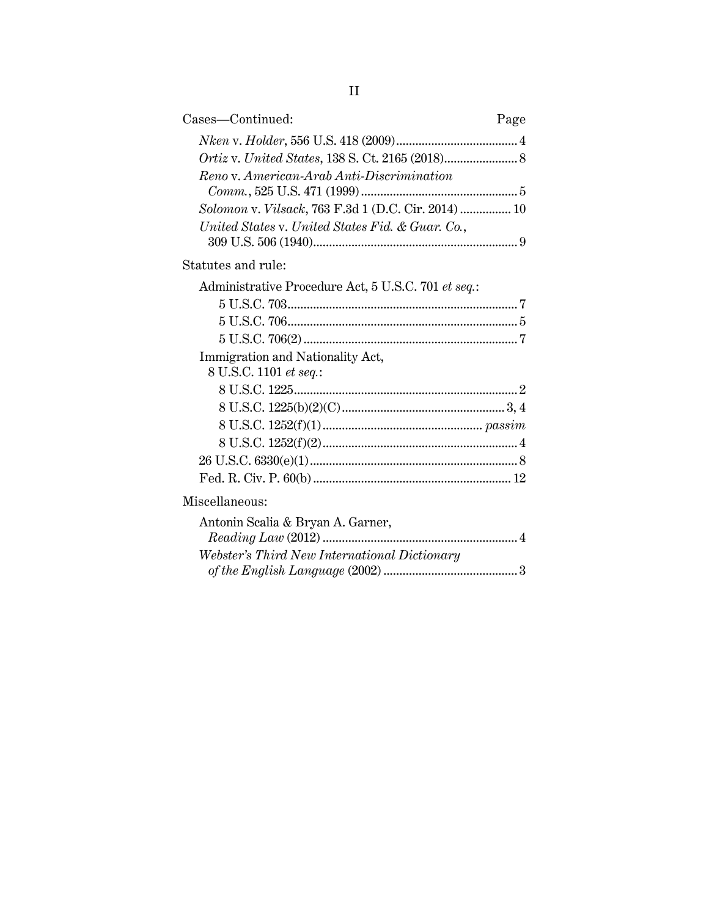Cases—Continued: Page

*Nken* v. *Holder*, 556 U.S. 418 (2009) ...................................... 4

*Ortiz* v. *United States*, 138 S. Ct. 2165 (2018) ....................... 8

*Reno* v. *American-Arab Anti-Discrimination Comm.*, 525 U.S. 471 (1999) ................................................. 5

*Solomon* v. *Vilsack*, 763 F.3d 1 (D.C. Cir. 2014) ................ 10

*United States* v. *United States Fid. & Guar. Co.*, 309 U.S. 506 (1940) ................................................................ 9

Statutes and rule:

Administrative Procedure Act, 5 U.S.C. 701 *et seq.*:

- 5 U.S.C. 703 ........................................................................ 7
- 5 U.S.C. 706 ........................................................................ 5
- 5 U.S.C. 706(2) ................................................................... 7

Immigration and Nationality Act, 8 U.S.C. 1101 *et seq.*:

- 8 U.S.C. 1225 ...................................................................... 2
- 8 U.S.C. 1225(b)(2)(C) ................................................... 3, 4
- 8 U.S.C. 1252(f)(1) ................................................. *passim*
- 8 U.S.C. 1252(f)(2) ............................................................. 4

26 U.S.C. 6330(e)(1) ................................................................. 8

Fed. R. Civ. P. 60(b) .............................................................. 12

Miscellaneous:

Antonin Scalia & Bryan A. Garner, *Reading Law* (2012) ............................................................ 4

*Webster's Third New International Dictionary of the English Language* (2002) .......................................... 3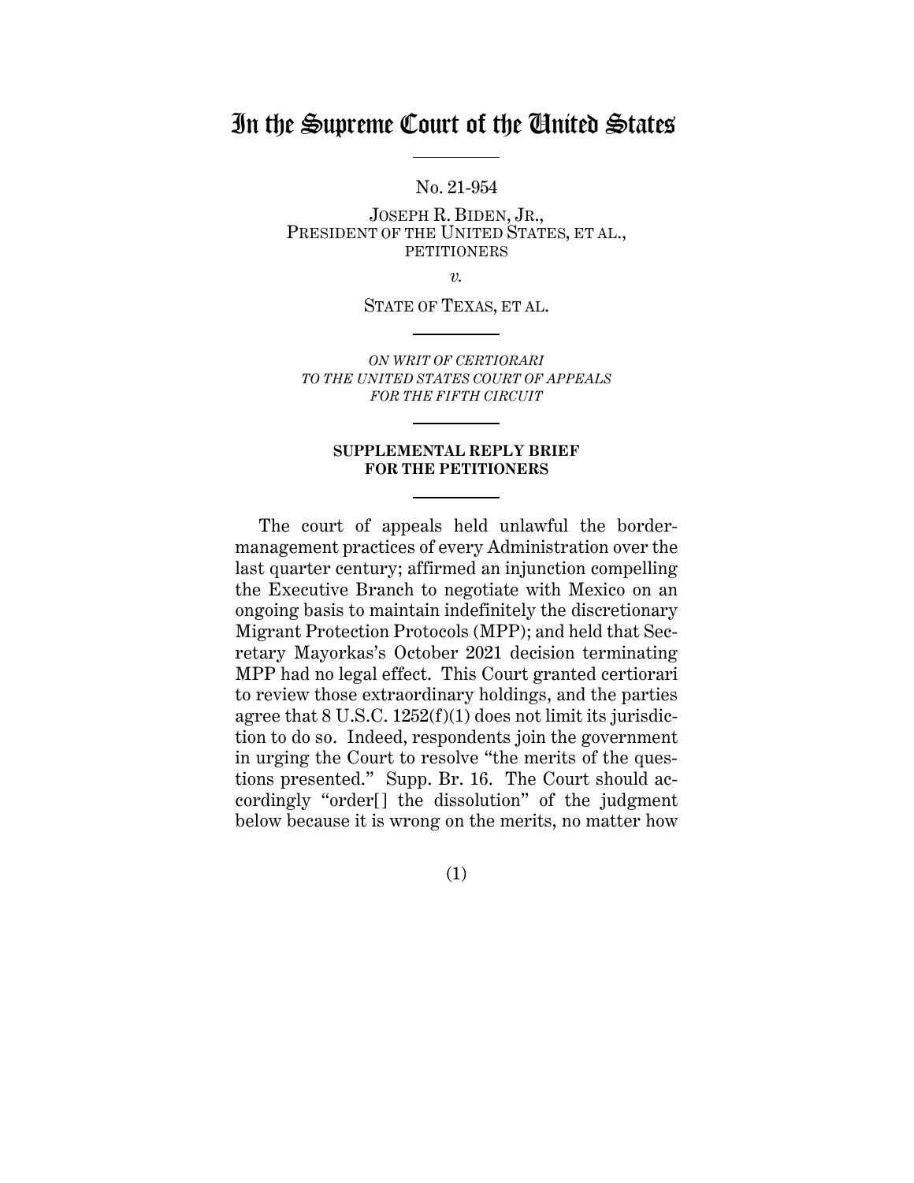# In the Supreme Court of the United States

No. 21-954

JOSEPH R. BIDEN, JR.,
PRESIDENT OF THE UNITED STATES, ET AL.,
PETITIONERS

*v.*

STATE OF TEXAS, ET AL.

*ON WRIT OF CERTIORARI
TO THE UNITED STATES COURT OF APPEALS
FOR THE FIFTH CIRCUIT*

**SUPPLEMENTAL REPLY BRIEF
FOR THE PETITIONERS**

The court of appeals held unlawful the border-management practices of every Administration over the last quarter century; affirmed an injunction compelling the Executive Branch to negotiate with Mexico on an ongoing basis to maintain indefinitely the discretionary Migrant Protection Protocols (MPP); and held that Secretary Mayorkas's October 2021 decision terminating MPP had no legal effect. This Court granted certiorari to review those extraordinary holdings, and the parties agree that 8 U.S.C. 1252(f)(1) does not limit its jurisdiction to do so. Indeed, respondents join the government in urging the Court to resolve "the merits of the questions presented." Supp. Br. 16. The Court should accordingly "order[] the dissolution" of the judgment below because it is wrong on the merits, no matter how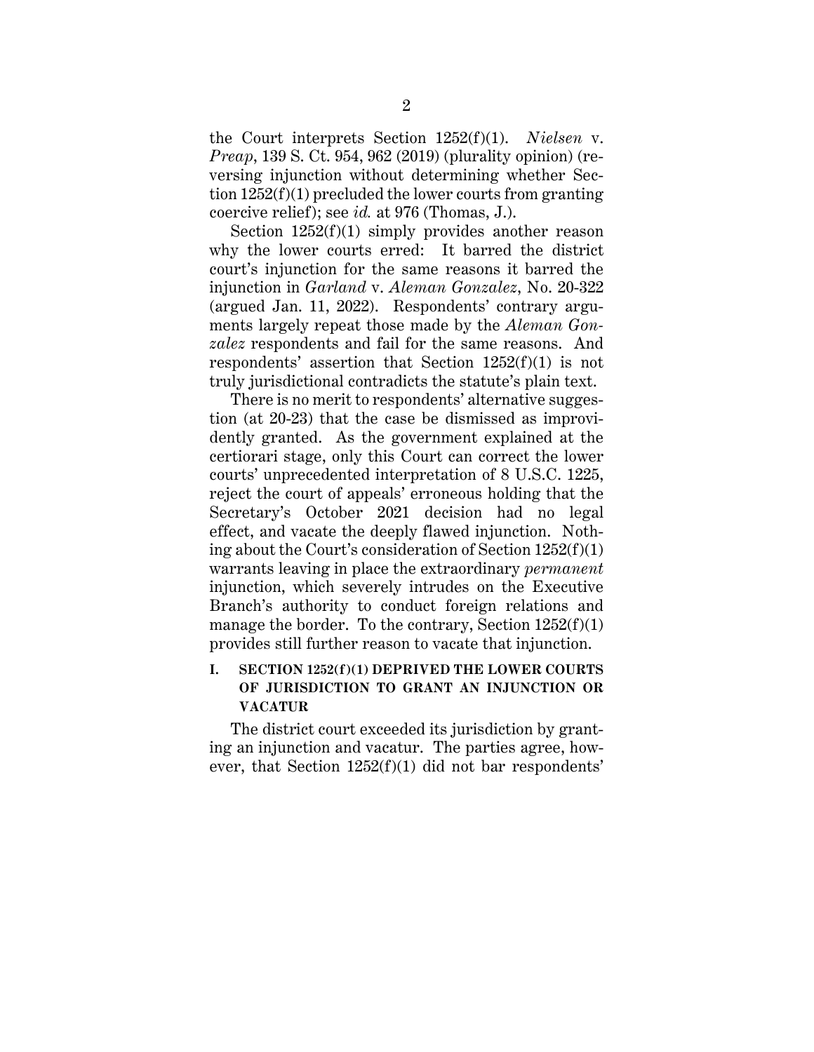the Court interprets Section 1252(f)(1). *Nielsen* v. *Preap*, 139 S. Ct. 954, 962 (2019) (plurality opinion) (reversing injunction without determining whether Section 1252(f)(1) precluded the lower courts from granting coercive relief); see *id.* at 976 (Thomas, J.).

Section 1252(f)(1) simply provides another reason why the lower courts erred: It barred the district court's injunction for the same reasons it barred the injunction in *Garland* v. *Aleman Gonzalez*, No. 20-322 (argued Jan. 11, 2022). Respondents' contrary arguments largely repeat those made by the *Aleman Gonzalez* respondents and fail for the same reasons. And respondents' assertion that Section 1252(f)(1) is not truly jurisdictional contradicts the statute's plain text.

There is no merit to respondents' alternative suggestion (at 20-23) that the case be dismissed as improvidently granted. As the government explained at the certiorari stage, only this Court can correct the lower courts' unprecedented interpretation of 8 U.S.C. 1225, reject the court of appeals' erroneous holding that the Secretary's October 2021 decision had no legal effect, and vacate the deeply flawed injunction. Nothing about the Court's consideration of Section 1252(f)(1) warrants leaving in place the extraordinary *permanent* injunction, which severely intrudes on the Executive Branch's authority to conduct foreign relations and manage the border. To the contrary, Section 1252(f)(1) provides still further reason to vacate that injunction.

## I. SECTION 1252(f)(1) DEPRIVED THE LOWER COURTS OF JURISDICTION TO GRANT AN INJUNCTION OR VACATUR

The district court exceeded its jurisdiction by granting an injunction and vacatur. The parties agree, however, that Section 1252(f)(1) did not bar respondents'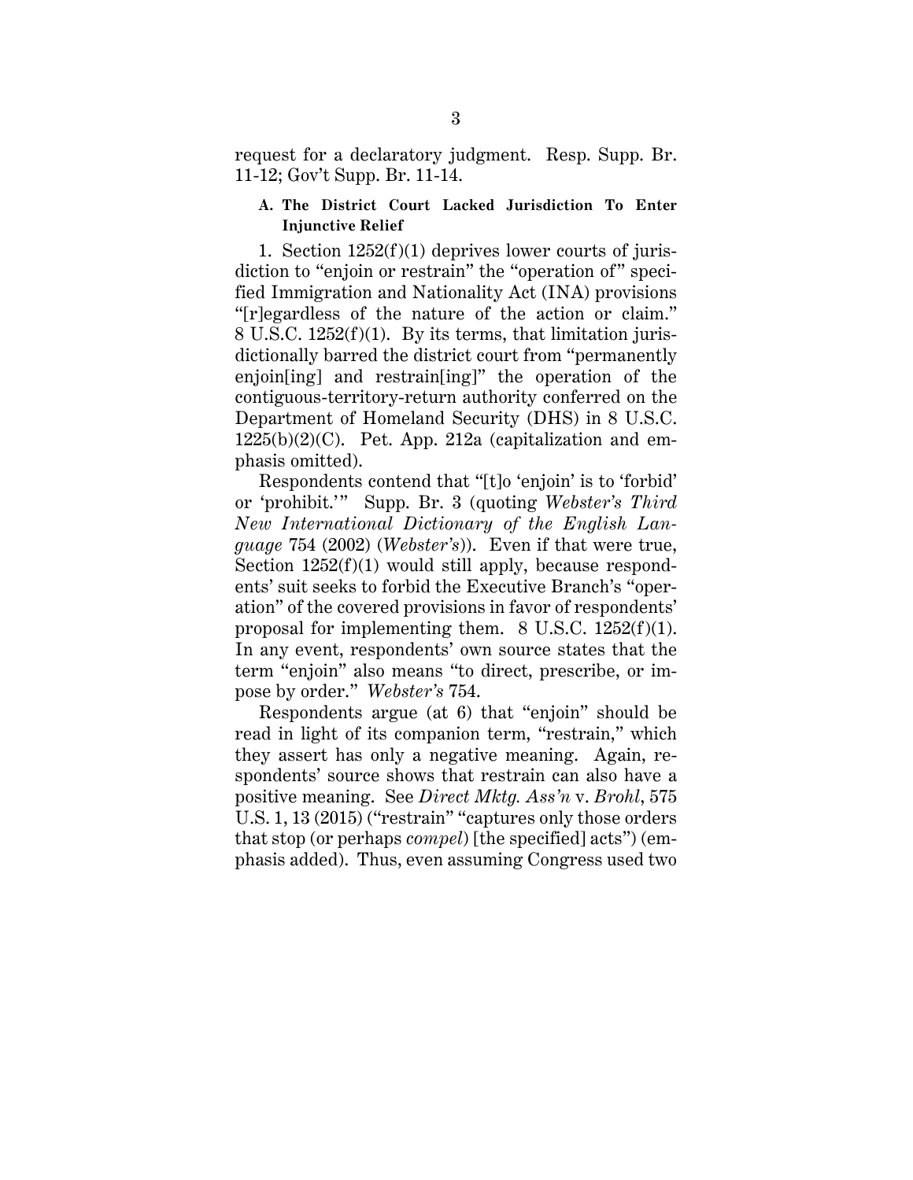request for a declaratory judgment. Resp. Supp. Br. 11-12; Gov't Supp. Br. 11-14.

### A. The District Court Lacked Jurisdiction To Enter Injunctive Relief

1. Section 1252(f)(1) deprives lower courts of jurisdiction to "enjoin or restrain" the "operation of" specified Immigration and Nationality Act (INA) provisions "[r]egardless of the nature of the action or claim." 8 U.S.C. 1252(f)(1). By its terms, that limitation jurisdictionally barred the district court from "permanently enjoin[ing] and restrain[ing]" the operation of the contiguous-territory-return authority conferred on the Department of Homeland Security (DHS) in 8 U.S.C. 1225(b)(2)(C). Pet. App. 212a (capitalization and emphasis omitted).

Respondents contend that "[t]o 'enjoin' is to 'forbid' or 'prohibit.'" Supp. Br. 3 (quoting *Webster's Third New International Dictionary of the English Language* 754 (2002) (*Webster's*)). Even if that were true, Section 1252(f)(1) would still apply, because respondents' suit seeks to forbid the Executive Branch's "operation" of the covered provisions in favor of respondents' proposal for implementing them. 8 U.S.C. 1252(f)(1). In any event, respondents' own source states that the term "enjoin" also means "to direct, prescribe, or impose by order." *Webster's* 754.

Respondents argue (at 6) that "enjoin" should be read in light of its companion term, "restrain," which they assert has only a negative meaning. Again, respondents' source shows that restrain can also have a positive meaning. See *Direct Mktg. Ass'n* v. *Brohl*, 575 U.S. 1, 13 (2015) ("restrain" "captures only those orders that stop (or perhaps *compel*) [the specified] acts") (emphasis added). Thus, even assuming Congress used two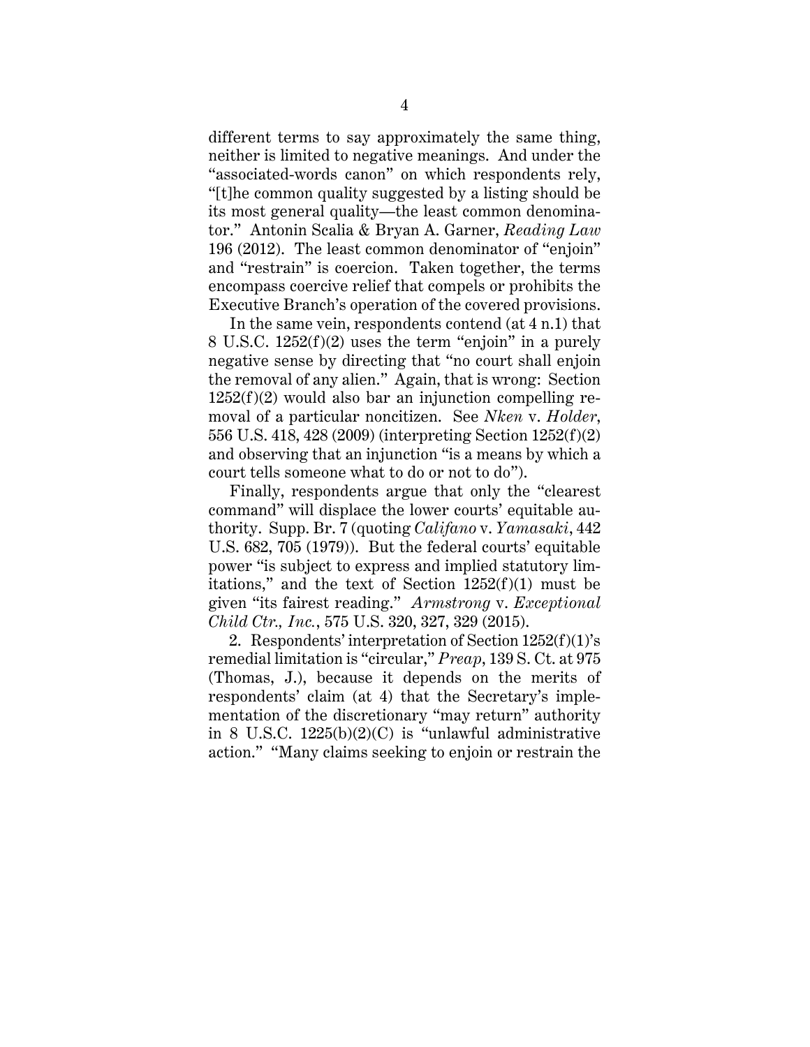different terms to say approximately the same thing, neither is limited to negative meanings. And under the "associated-words canon" on which respondents rely, "[t]he common quality suggested by a listing should be its most general quality—the least common denominator." Antonin Scalia & Bryan A. Garner, *Reading Law* 196 (2012). The least common denominator of "enjoin" and "restrain" is coercion. Taken together, the terms encompass coercive relief that compels or prohibits the Executive Branch's operation of the covered provisions.

In the same vein, respondents contend (at 4 n.1) that 8 U.S.C. 1252(f)(2) uses the term "enjoin" in a purely negative sense by directing that "no court shall enjoin the removal of any alien." Again, that is wrong: Section 1252(f)(2) would also bar an injunction compelling removal of a particular noncitizen. See *Nken* v. *Holder*, 556 U.S. 418, 428 (2009) (interpreting Section 1252(f)(2) and observing that an injunction "is a means by which a court tells someone what to do or not to do").

Finally, respondents argue that only the "clearest command" will displace the lower courts' equitable authority. Supp. Br. 7 (quoting *Califano* v. *Yamasaki*, 442 U.S. 682, 705 (1979)). But the federal courts' equitable power "is subject to express and implied statutory limitations," and the text of Section 1252(f)(1) must be given "its fairest reading." *Armstrong* v. *Exceptional Child Ctr., Inc.*, 575 U.S. 320, 327, 329 (2015).

2. Respondents' interpretation of Section 1252(f)(1)'s remedial limitation is "circular," *Preap*, 139 S. Ct. at 975 (Thomas, J.), because it depends on the merits of respondents' claim (at 4) that the Secretary's implementation of the discretionary "may return" authority in 8 U.S.C. 1225(b)(2)(C) is "unlawful administrative action." "Many claims seeking to enjoin or restrain the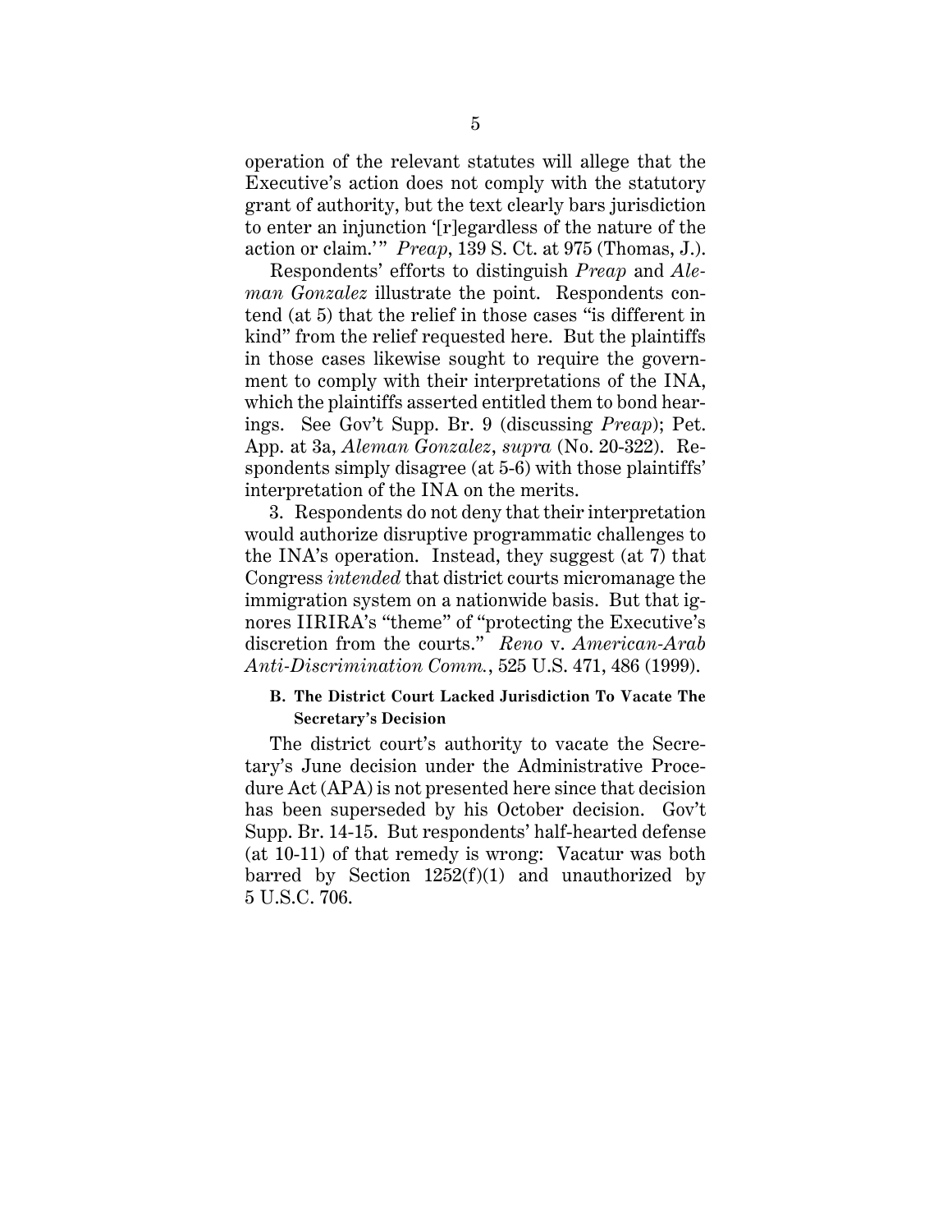operation of the relevant statutes will allege that the Executive's action does not comply with the statutory grant of authority, but the text clearly bars jurisdiction to enter an injunction '[r]egardless of the nature of the action or claim.'" *Preap*, 139 S. Ct. at 975 (Thomas, J.).

Respondents' efforts to distinguish *Preap* and *Aleman Gonzalez* illustrate the point. Respondents contend (at 5) that the relief in those cases "is different in kind" from the relief requested here. But the plaintiffs in those cases likewise sought to require the government to comply with their interpretations of the INA, which the plaintiffs asserted entitled them to bond hearings. See Gov't Supp. Br. 9 (discussing *Preap*); Pet. App. at 3a, *Aleman Gonzalez*, *supra* (No. 20-322). Respondents simply disagree (at 5-6) with those plaintiffs' interpretation of the INA on the merits.

3. Respondents do not deny that their interpretation would authorize disruptive programmatic challenges to the INA's operation. Instead, they suggest (at 7) that Congress *intended* that district courts micromanage the immigration system on a nationwide basis. But that ignores IIRIRA's "theme" of "protecting the Executive's discretion from the courts." *Reno* v. *American-Arab Anti-Discrimination Comm.*, 525 U.S. 471, 486 (1999).

### B. The District Court Lacked Jurisdiction To Vacate The Secretary's Decision

The district court's authority to vacate the Secretary's June decision under the Administrative Procedure Act (APA) is not presented here since that decision has been superseded by his October decision. Gov't Supp. Br. 14-15. But respondents' half-hearted defense (at 10-11) of that remedy is wrong: Vacatur was both barred by Section 1252(f)(1) and unauthorized by 5 U.S.C. 706.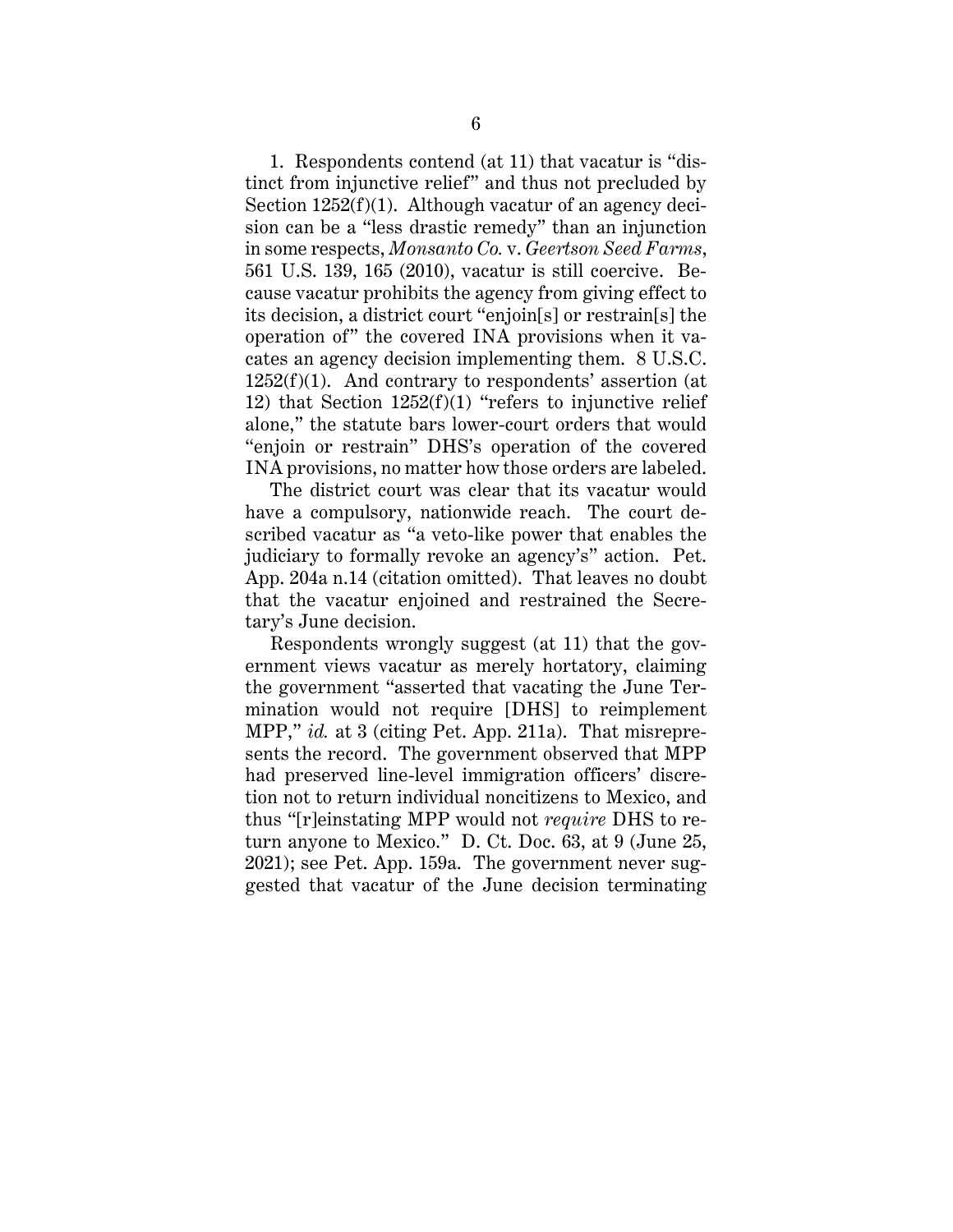1. Respondents contend (at 11) that vacatur is "distinct from injunctive relief" and thus not precluded by Section 1252(f)(1). Although vacatur of an agency decision can be a "less drastic remedy" than an injunction in some respects, *Monsanto Co.* v. *Geertson Seed Farms*, 561 U.S. 139, 165 (2010), vacatur is still coercive. Because vacatur prohibits the agency from giving effect to its decision, a district court "enjoin[s] or restrain[s] the operation of" the covered INA provisions when it vacates an agency decision implementing them. 8 U.S.C. 1252(f)(1). And contrary to respondents' assertion (at 12) that Section 1252(f)(1) "refers to injunctive relief alone," the statute bars lower-court orders that would "enjoin or restrain" DHS's operation of the covered INA provisions, no matter how those orders are labeled.

The district court was clear that its vacatur would have a compulsory, nationwide reach. The court described vacatur as "a veto-like power that enables the judiciary to formally revoke an agency's" action. Pet. App. 204a n.14 (citation omitted). That leaves no doubt that the vacatur enjoined and restrained the Secretary's June decision.

Respondents wrongly suggest (at 11) that the government views vacatur as merely hortatory, claiming the government "asserted that vacating the June Termination would not require [DHS] to reimplement MPP," *id.* at 3 (citing Pet. App. 211a). That misrepresents the record. The government observed that MPP had preserved line-level immigration officers' discretion not to return individual noncitizens to Mexico, and thus "[r]einstating MPP would not *require* DHS to return anyone to Mexico." D. Ct. Doc. 63, at 9 (June 25, 2021); see Pet. App. 159a. The government never suggested that vacatur of the June decision terminating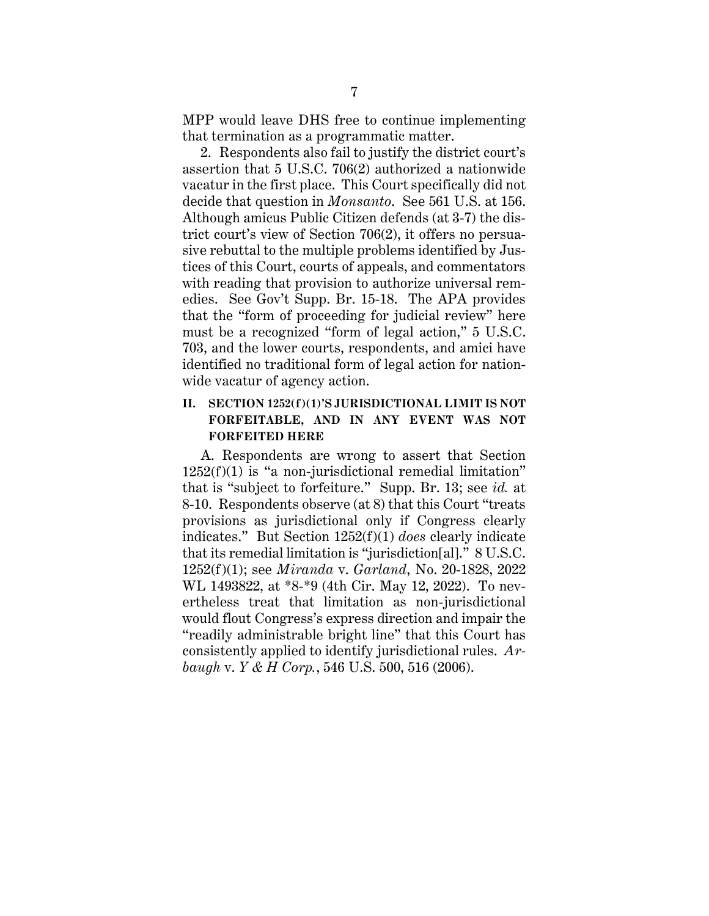MPP would leave DHS free to continue implementing that termination as a programmatic matter.

2. Respondents also fail to justify the district court's assertion that 5 U.S.C. 706(2) authorized a nationwide vacatur in the first place. This Court specifically did not decide that question in *Monsanto*. See 561 U.S. at 156. Although amicus Public Citizen defends (at 3-7) the district court's view of Section 706(2), it offers no persuasive rebuttal to the multiple problems identified by Justices of this Court, courts of appeals, and commentators with reading that provision to authorize universal remedies. See Gov't Supp. Br. 15-18. The APA provides that the "form of proceeding for judicial review" here must be a recognized "form of legal action," 5 U.S.C. 703, and the lower courts, respondents, and amici have identified no traditional form of legal action for nationwide vacatur of agency action.

## II. SECTION 1252(f)(1)'S JURISDICTIONAL LIMIT IS NOT FORFEITABLE, AND IN ANY EVENT WAS NOT FORFEITED HERE

A. Respondents are wrong to assert that Section 1252(f)(1) is "a non-jurisdictional remedial limitation" that is "subject to forfeiture." Supp. Br. 13; see *id.* at 8-10. Respondents observe (at 8) that this Court "treats provisions as jurisdictional only if Congress clearly indicates." But Section 1252(f)(1) *does* clearly indicate that its remedial limitation is "jurisdiction[al]." 8 U.S.C. 1252(f)(1); see *Miranda* v. *Garland*, No. 20-1828, 2022 WL 1493822, at *8-*9 (4th Cir. May 12, 2022). To nevertheless treat that limitation as non-jurisdictional would flout Congress's express direction and impair the "readily administrable bright line" that this Court has consistently applied to identify jurisdictional rules. *Arbaugh* v. *Y & H Corp.*, 546 U.S. 500, 516 (2006).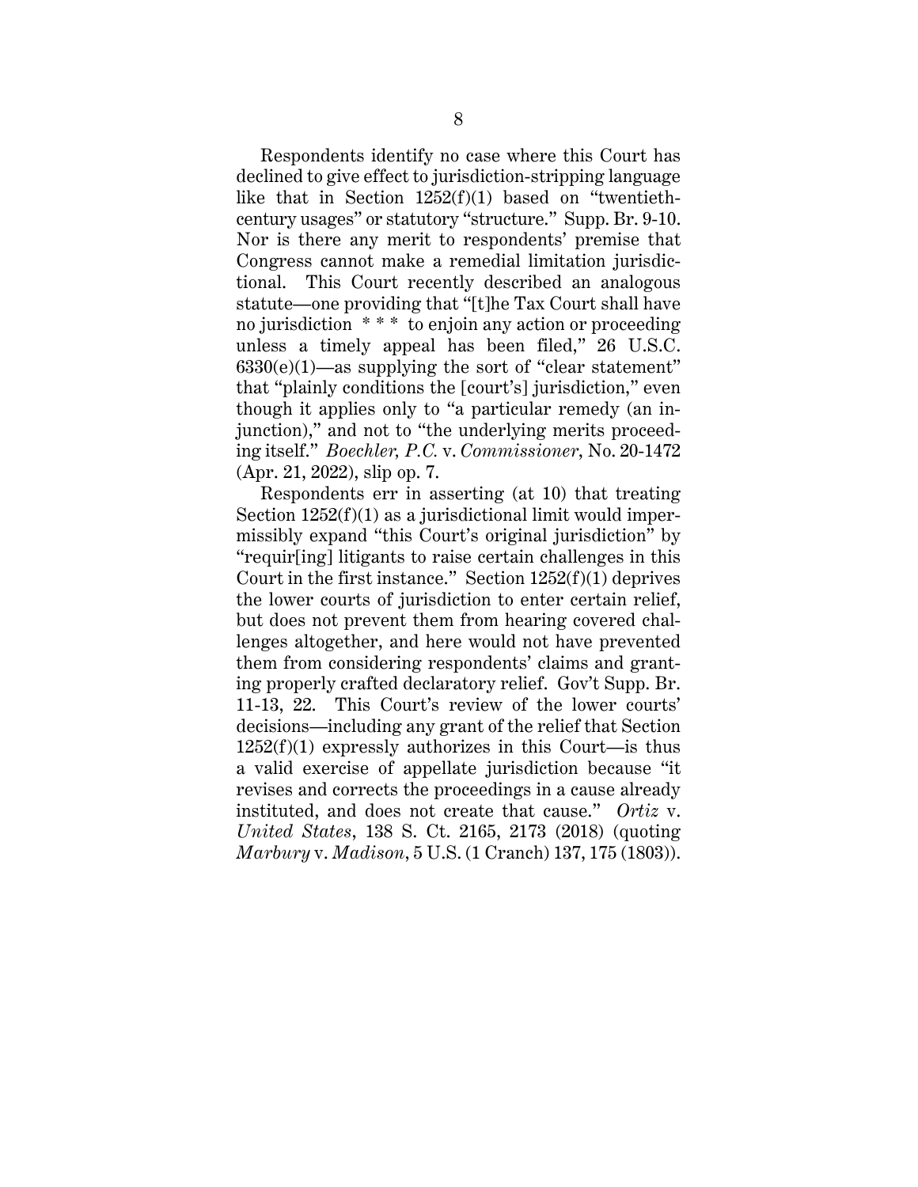Respondents identify no case where this Court has declined to give effect to jurisdiction-stripping language like that in Section 1252(f)(1) based on "twentieth-century usages" or statutory "structure." Supp. Br. 9-10. Nor is there any merit to respondents' premise that Congress cannot make a remedial limitation jurisdictional. This Court recently described an analogous statute—one providing that "[t]he Tax Court shall have no jurisdiction * * * to enjoin any action or proceeding unless a timely appeal has been filed," 26 U.S.C. 6330(e)(1)—as supplying the sort of "clear statement" that "plainly conditions the [court's] jurisdiction," even though it applies only to "a particular remedy (an injunction)," and not to "the underlying merits proceeding itself." *Boechler, P.C.* v. *Commissioner*, No. 20-1472 (Apr. 21, 2022), slip op. 7.

Respondents err in asserting (at 10) that treating Section 1252(f)(1) as a jurisdictional limit would impermissibly expand "this Court's original jurisdiction" by "requir[ing] litigants to raise certain challenges in this Court in the first instance." Section 1252(f)(1) deprives the lower courts of jurisdiction to enter certain relief, but does not prevent them from hearing covered challenges altogether, and here would not have prevented them from considering respondents' claims and granting properly crafted declaratory relief. Gov't Supp. Br. 11-13, 22. This Court's review of the lower courts' decisions—including any grant of the relief that Section 1252(f)(1) expressly authorizes in this Court—is thus a valid exercise of appellate jurisdiction because "it revises and corrects the proceedings in a cause already instituted, and does not create that cause." *Ortiz* v. *United States*, 138 S. Ct. 2165, 2173 (2018) (quoting *Marbury* v. *Madison*, 5 U.S. (1 Cranch) 137, 175 (1803)).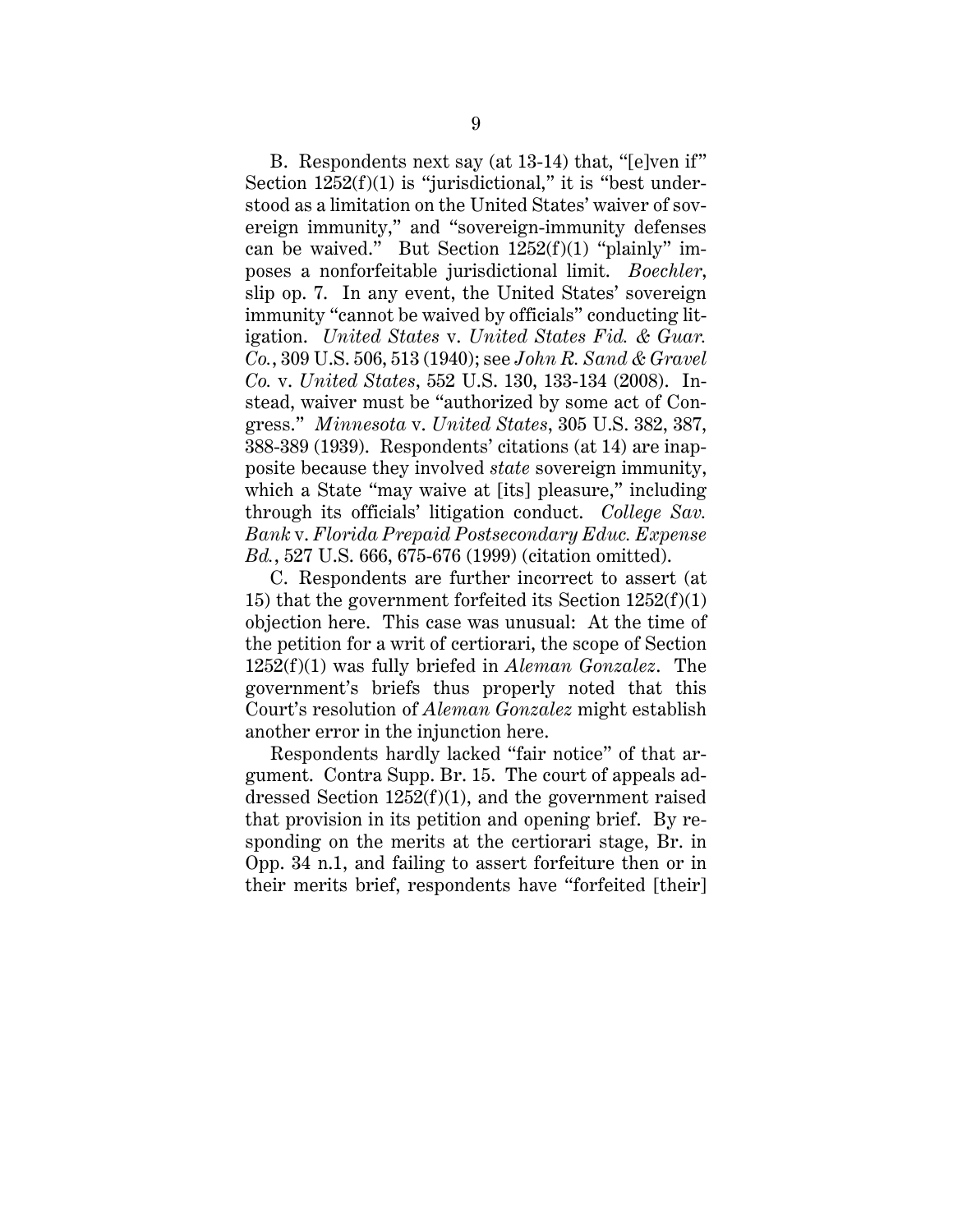B. Respondents next say (at 13-14) that, "[e]ven if" Section 1252(f)(1) is "jurisdictional," it is "best understood as a limitation on the United States' waiver of sovereign immunity," and "sovereign-immunity defenses can be waived." But Section 1252(f)(1) "plainly" imposes a nonforfeitable jurisdictional limit. *Boechler*, slip op. 7. In any event, the United States' sovereign immunity "cannot be waived by officials" conducting litigation. *United States* v. *United States Fid. & Guar. Co.*, 309 U.S. 506, 513 (1940); see *John R. Sand & Gravel Co.* v. *United States*, 552 U.S. 130, 133-134 (2008). Instead, waiver must be "authorized by some act of Congress." *Minnesota* v. *United States*, 305 U.S. 382, 387, 388-389 (1939). Respondents' citations (at 14) are inapposite because they involved *state* sovereign immunity, which a State "may waive at [its] pleasure," including through its officials' litigation conduct. *College Sav. Bank* v. *Florida Prepaid Postsecondary Educ. Expense Bd.*, 527 U.S. 666, 675-676 (1999) (citation omitted).

C. Respondents are further incorrect to assert (at 15) that the government forfeited its Section 1252(f)(1) objection here. This case was unusual: At the time of the petition for a writ of certiorari, the scope of Section 1252(f)(1) was fully briefed in *Aleman Gonzalez*. The government's briefs thus properly noted that this Court's resolution of *Aleman Gonzalez* might establish another error in the injunction here.

Respondents hardly lacked "fair notice" of that argument. Contra Supp. Br. 15. The court of appeals addressed Section 1252(f)(1), and the government raised that provision in its petition and opening brief. By responding on the merits at the certiorari stage, Br. in Opp. 34 n.1, and failing to assert forfeiture then or in their merits brief, respondents have "forfeited [their]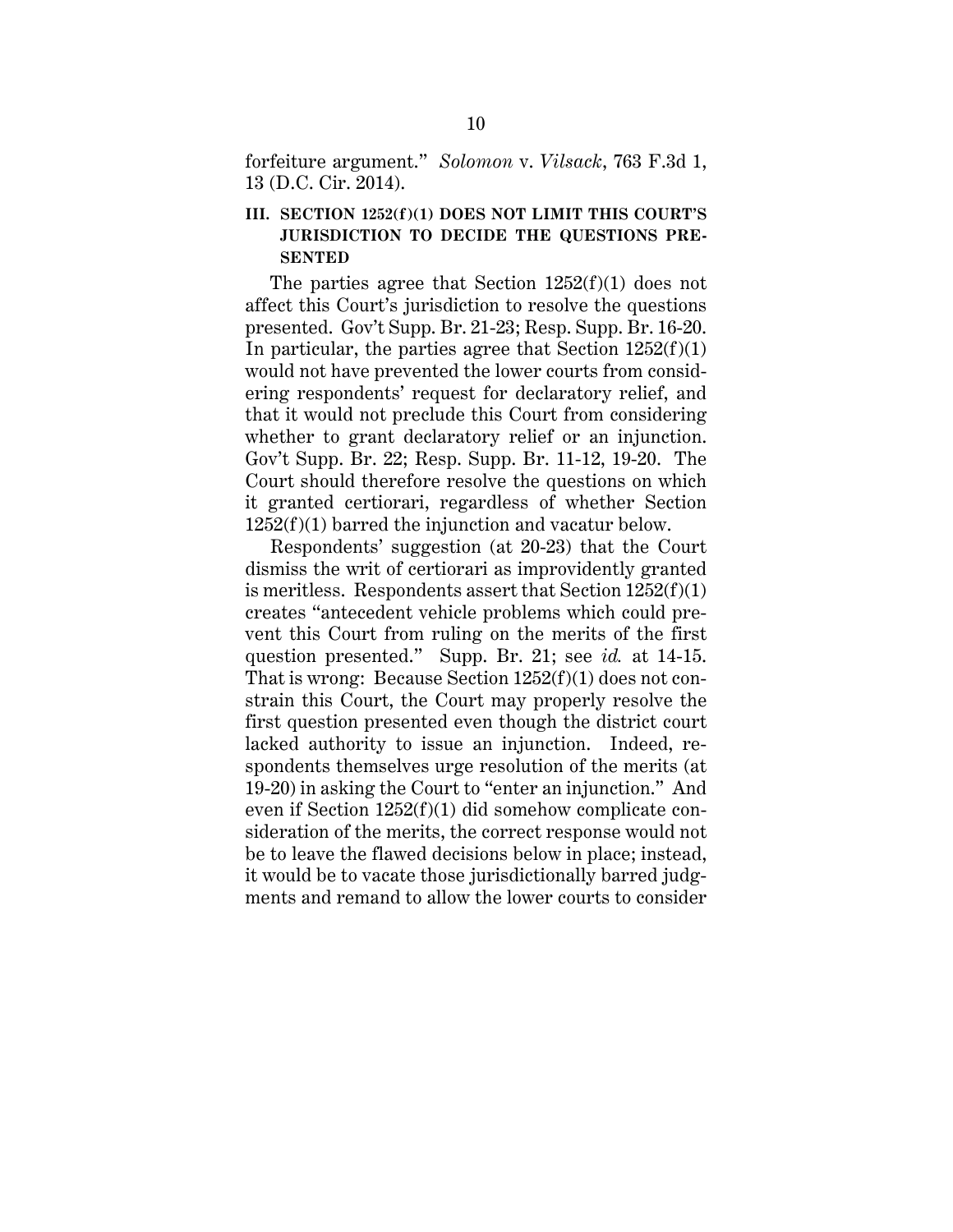forfeiture argument." *Solomon* v. *Vilsack*, 763 F.3d 1, 13 (D.C. Cir. 2014).

### III. SECTION 1252(f)(1) DOES NOT LIMIT THIS COURT'S JURISDICTION TO DECIDE THE QUESTIONS PRESENTED

The parties agree that Section 1252(f)(1) does not affect this Court's jurisdiction to resolve the questions presented. Gov't Supp. Br. 21-23; Resp. Supp. Br. 16-20. In particular, the parties agree that Section 1252(f)(1) would not have prevented the lower courts from considering respondents' request for declaratory relief, and that it would not preclude this Court from considering whether to grant declaratory relief or an injunction. Gov't Supp. Br. 22; Resp. Supp. Br. 11-12, 19-20. The Court should therefore resolve the questions on which it granted certiorari, regardless of whether Section 1252(f)(1) barred the injunction and vacatur below.

Respondents' suggestion (at 20-23) that the Court dismiss the writ of certiorari as improvidently granted is meritless. Respondents assert that Section 1252(f)(1) creates "antecedent vehicle problems which could prevent this Court from ruling on the merits of the first question presented." Supp. Br. 21; see *id.* at 14-15. That is wrong: Because Section 1252(f)(1) does not constrain this Court, the Court may properly resolve the first question presented even though the district court lacked authority to issue an injunction. Indeed, respondents themselves urge resolution of the merits (at 19-20) in asking the Court to "enter an injunction." And even if Section 1252(f)(1) did somehow complicate consideration of the merits, the correct response would not be to leave the flawed decisions below in place; instead, it would be to vacate those jurisdictionally barred judgments and remand to allow the lower courts to consider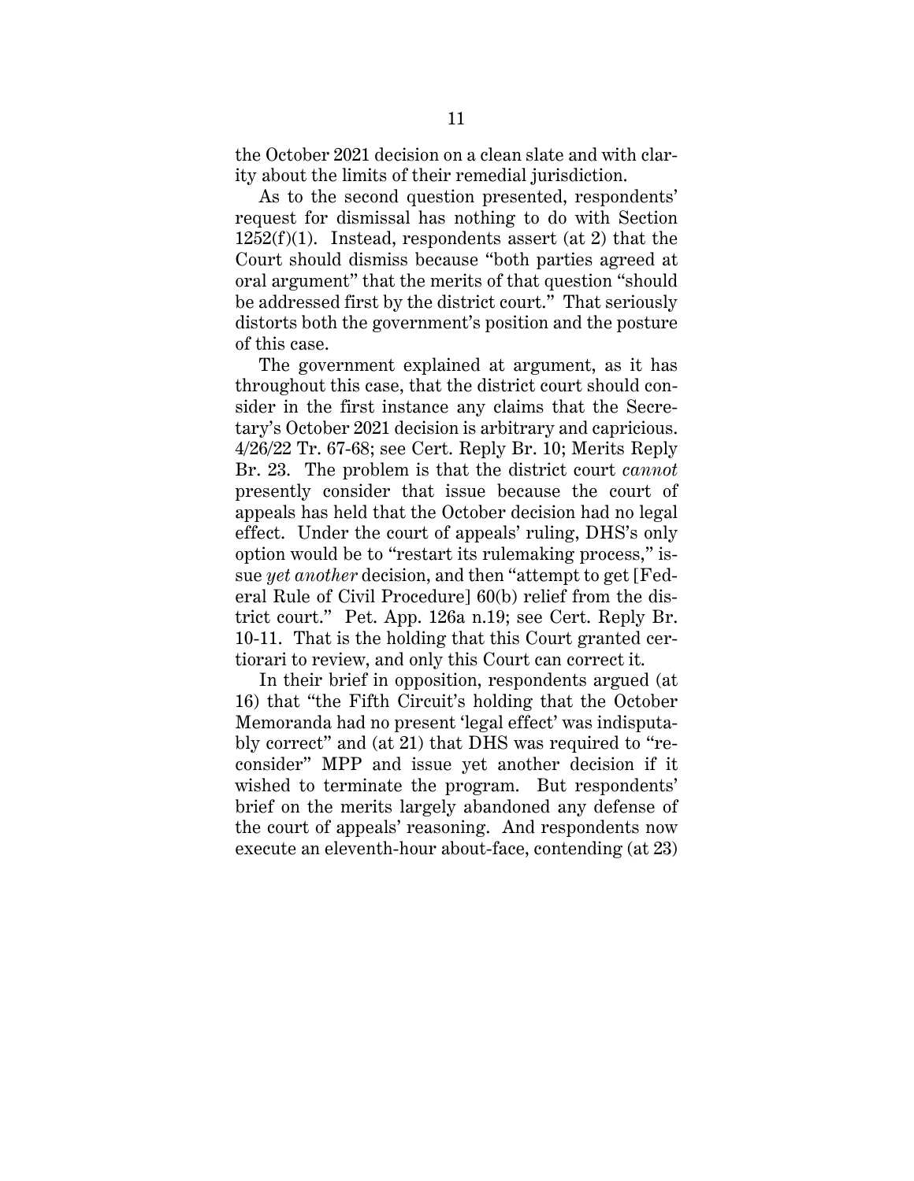the October 2021 decision on a clean slate and with clarity about the limits of their remedial jurisdiction.

As to the second question presented, respondents' request for dismissal has nothing to do with Section 1252(f)(1). Instead, respondents assert (at 2) that the Court should dismiss because "both parties agreed at oral argument" that the merits of that question "should be addressed first by the district court." That seriously distorts both the government's position and the posture of this case.

The government explained at argument, as it has throughout this case, that the district court should consider in the first instance any claims that the Secretary's October 2021 decision is arbitrary and capricious. 4/26/22 Tr. 67-68; see Cert. Reply Br. 10; Merits Reply Br. 23. The problem is that the district court *cannot* presently consider that issue because the court of appeals has held that the October decision had no legal effect. Under the court of appeals' ruling, DHS's only option would be to "restart its rulemaking process," issue *yet another* decision, and then "attempt to get [Federal Rule of Civil Procedure] 60(b) relief from the district court." Pet. App. 126a n.19; see Cert. Reply Br. 10-11. That is the holding that this Court granted certiorari to review, and only this Court can correct it.

In their brief in opposition, respondents argued (at 16) that "the Fifth Circuit's holding that the October Memoranda had no present 'legal effect' was indisputably correct" and (at 21) that DHS was required to "reconsider" MPP and issue yet another decision if it wished to terminate the program. But respondents' brief on the merits largely abandoned any defense of the court of appeals' reasoning. And respondents now execute an eleventh-hour about-face, contending (at 23)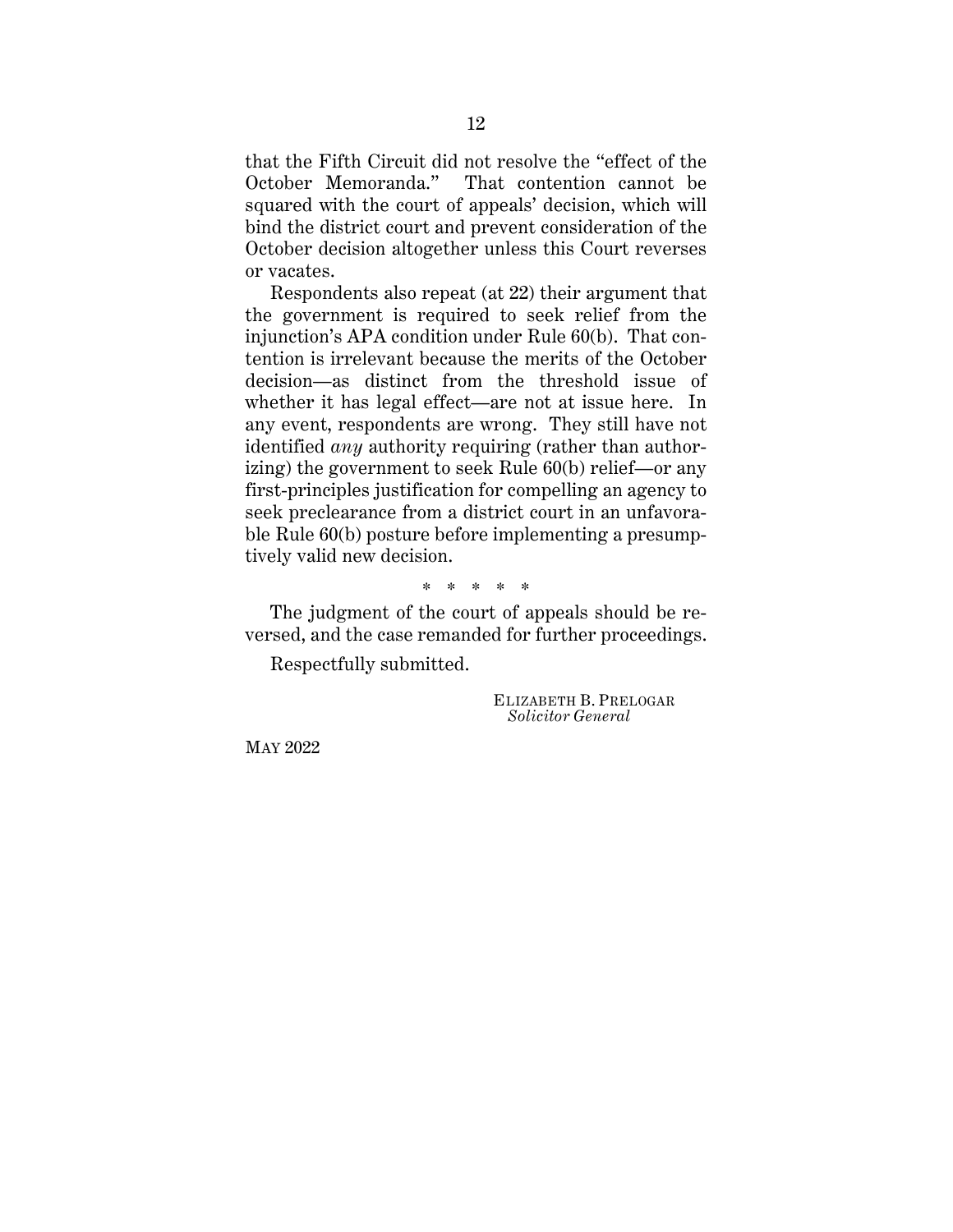that the Fifth Circuit did not resolve the "effect of the October Memoranda." That contention cannot be squared with the court of appeals' decision, which will bind the district court and prevent consideration of the October decision altogether unless this Court reverses or vacates.

Respondents also repeat (at 22) their argument that the government is required to seek relief from the injunction's APA condition under Rule 60(b). That contention is irrelevant because the merits of the October decision—as distinct from the threshold issue of whether it has legal effect—are not at issue here. In any event, respondents are wrong. They still have not identified *any* authority requiring (rather than authorizing) the government to seek Rule 60(b) relief—or any first-principles justification for compelling an agency to seek preclearance from a district court in an unfavorable Rule 60(b) posture before implementing a presumptively valid new decision.

\* \* \* \* \*

The judgment of the court of appeals should be reversed, and the case remanded for further proceedings.

Respectfully submitted.

ELIZABETH B. PRELOGAR
*Solicitor General*

MAY 2022